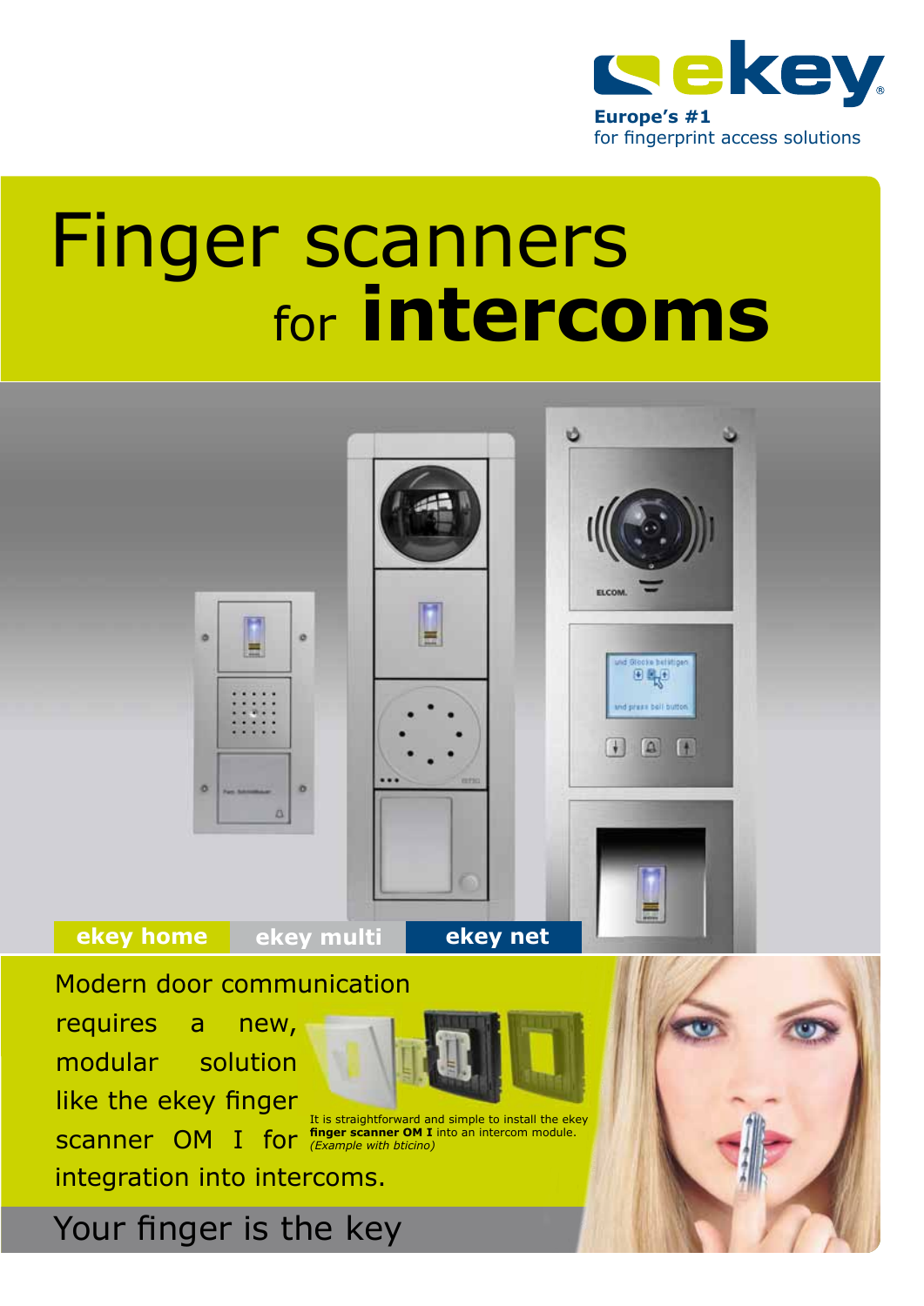ekey

**Europe's #1**
for fingerprint access solutions

# Finger scanners for **intercoms**

**ekey home** **ekey multi** **ekey net**

Modern door communication requires a new, modular solution like the ekey finger scanner OM I for integration into intercoms.

It is straightforward and simple to install the ekey **finger scanner OM I** into an intercom module.
*(Example with bticino)*

Your finger is the key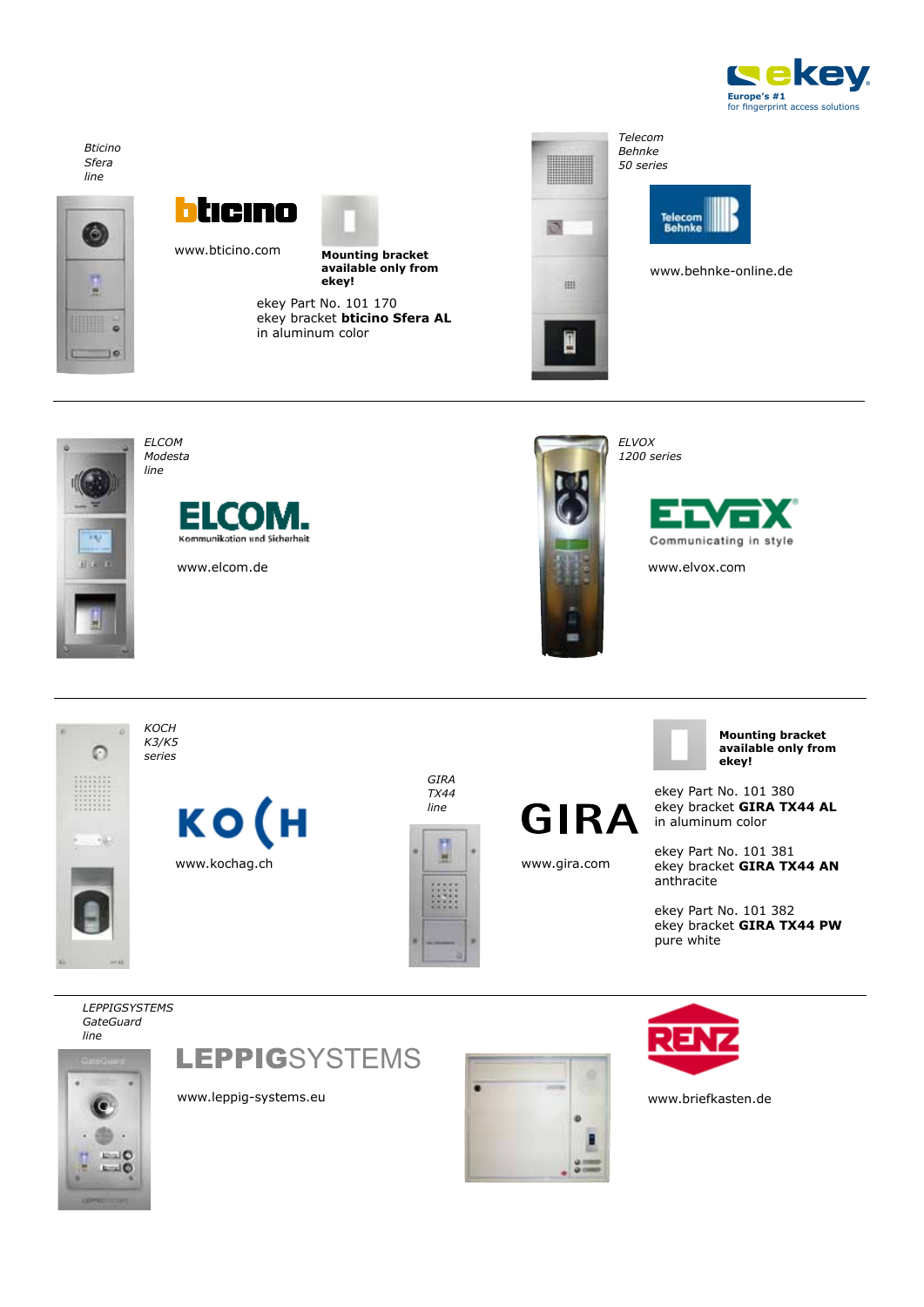*Bticino Sfera line*

www.bticino.com

**Mounting bracket available only from ekey!**

ekey Part No. 101 170
ekey bracket **bticino Sfera AL**
in aluminum color

*Telecom Behnke 50 series*

www.behnke-online.de

---

*ELCOM Modesta line*

ELCOM. Kommunikation und Sicherheit

www.elcom.de

*ELVOX 1200 series*

ELVOX Communicating in style

www.elvox.com

---

*KOCH K3/K5 series*

www.kochag.ch

*GIRA TX44 line*

GIRA

www.gira.com

**Mounting bracket available only from ekey!**

ekey Part No. 101 380
ekey bracket **GIRA TX44 AL**
in aluminum color

ekey Part No. 101 381
ekey bracket **GIRA TX44 AN**
anthracite

ekey Part No. 101 382
ekey bracket **GIRA TX44 PW**
pure white

---

*LEPPIGSYSTEMS GateGuard line*

LEPPIGSYSTEMS

www.leppig-systems.eu

RENZ

www.briefkasten.de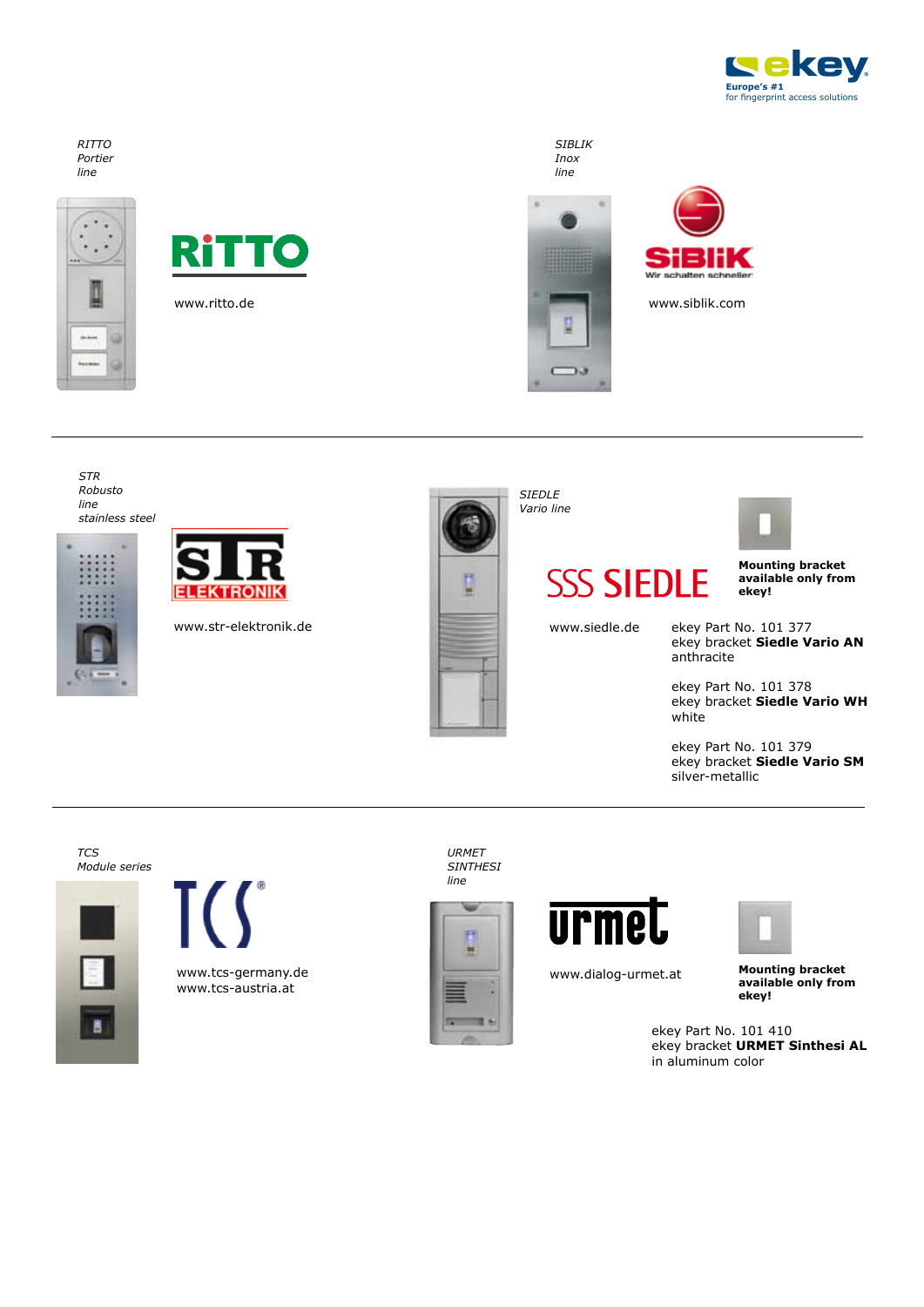*RITTO Portier line*

RiTTO

www.ritto.de

*SIBLIK Inox line*

SiBLiK
Wir schalten schneller

www.siblik.com

---

*STR Robusto line stainless steel*

STR ELEKTRONIK

www.str-elektronik.de

*SIEDLE Vario line*

SIEDLE

www.siedle.de

**Mounting bracket available only from ekey!**

ekey Part No. 101 377
ekey bracket **Siedle Vario AN**
anthracite

ekey Part No. 101 378
ekey bracket **Siedle Vario WH**
white

ekey Part No. 101 379
ekey bracket **Siedle Vario SM**
silver-metallic

---

*TCS Module series*

TCS

www.tcs-germany.de
www.tcs-austria.at

*URMET SINTHESI line*

urmet

www.dialog-urmet.at

**Mounting bracket available only from ekey!**

ekey Part No. 101 410
ekey bracket **URMET Sinthesi AL**
in aluminum color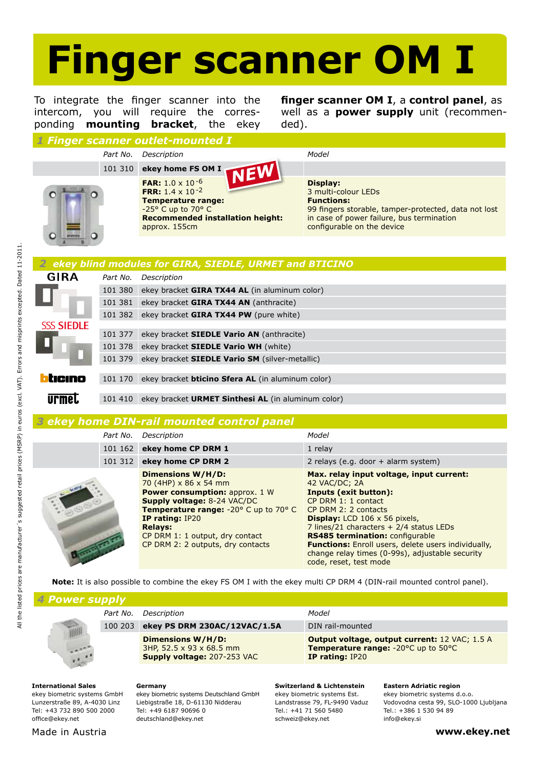# Finger scanner OM I

To integrate the finger scanner into the intercom, you will require the corresponding **mounting bracket**, the ekey **finger scanner OM I**, a **control panel**, as well as a **power supply** unit (recommended).

## 1 Finger scanner outlet-mounted I

| Part No. | Description | Model |
|---|---|---|
| 101 310 | **ekey home FS OM I** NEW | |
| | **FAR:** 1.0 x $10^{-6}$<br>**FRR:** 1.4 x $10^{-2}$<br>**Temperature range:**<br>-25° C up to 70° C<br>**Recommended installation height:**<br>approx. 155cm | **Display:**<br>3 multi-colour LEDs<br>**Functions:**<br>99 fingers storable, tamper-protected, data not lost in case of power failure, bus termination configurable on the device |

## 2 ekey blind modules for GIRA, SIEDLE, URMET and BTICINO

| | Part No. | Description |
|---|---|---|
| GIRA | 101 380 | ekey bracket **GIRA TX44 AL** (in aluminum color) |
| | 101 381 | ekey bracket **GIRA TX44 AN** (anthracite) |
| | 101 382 | ekey bracket **GIRA TX44 PW** (pure white) |
| SIEDLE | 101 377 | ekey bracket **SIEDLE Vario AN** (anthracite) |
| | 101 378 | ekey bracket **SIEDLE Vario WH** (white) |
| | 101 379 | ekey bracket **SIEDLE Vario SM** (silver-metallic) |
| bticino | 101 170 | ekey bracket **bticino Sfera AL** (in aluminum color) |
| urmet | 101 410 | ekey bracket **URMET Sinthesi AL** (in aluminum color) |

## 3 ekey home DIN-rail mounted control panel

| Part No. | Description | Model |
|---|---|---|
| 101 162 | **ekey home CP DRM 1** | 1 relay |
| 101 312 | **ekey home CP DRM 2** | 2 relays (e.g. door + alarm system) |
| | **Dimensions W/H/D:**<br>70 (4HP) x 86 x 54 mm<br>**Power consumption:** approx. 1 W<br>**Supply voltage:** 8-24 VAC/DC<br>**Temperature range:** -20° C up to 70° C<br>**IP rating:** IP20<br>**Relays:**<br>CP DRM 1: 1 output, dry contact<br>CP DRM 2: 2 outputs, dry contacts | **Max. relay input voltage, input current:**<br>42 VAC/DC; 2A<br>**Inputs (exit button):**<br>CP DRM 1: 1 contact<br>CP DRM 2: 2 contacts<br>**Display:** LCD 106 x 56 pixels,<br>7 lines/21 characters + 2/4 status LEDs<br>**RS485 termination:** configurable<br>**Functions:** Enroll users, delete users individually, change relay times (0-99s), adjustable security code, reset, test mode |

**Note:** It is also possible to combine the ekey FS OM I with the ekey multi CP DRM 4 (DIN-rail mounted control panel).

## 4 Power supply

| Part No. | Description | Model |
|---|---|---|
| 100 203 | **ekey PS DRM 230AC/12VAC/1.5A** | DIN rail-mounted |
| | **Dimensions W/H/D:**<br>3HP, 52.5 x 93 x 68.5 mm<br>**Supply voltage:** 207-253 VAC | **Output voltage, output current:** 12 VAC; 1.5 A<br>**Temperature range:** -20°C up to 50°C<br>**IP rating:** IP20 |

All the listed prices are manufacturer´s suggested retail prices (MSRP) in euros (excl. VAT). Errors and misprints excepted. Dated 11-2011.

**International Sales**
ekey biometric systems GmbH
Lunzerstraße 89, A-4030 Linz
Tel: +43 732 890 500 2000
office@ekey.net

**Germany**
ekey biometric systems Deutschland GmbH
Liebigstraße 18, D-61130 Nidderau
Tel: +49 6187 90696 0
deutschland@ekey.net

**Switzerland & Lichtenstein**
ekey biometric systems Est.
Landstrasse 79, FL-9490 Vaduz
Tel.: +41 71 560 5480
schweiz@ekey.net

**Eastern Adriatic region**
ekey biometric systems d.o.o.
Vodovodna cesta 99, SLO-1000 Ljubljana
Tel.: +386 1 530 94 89
info@ekey.si

Made in Austria

**www.ekey.net**